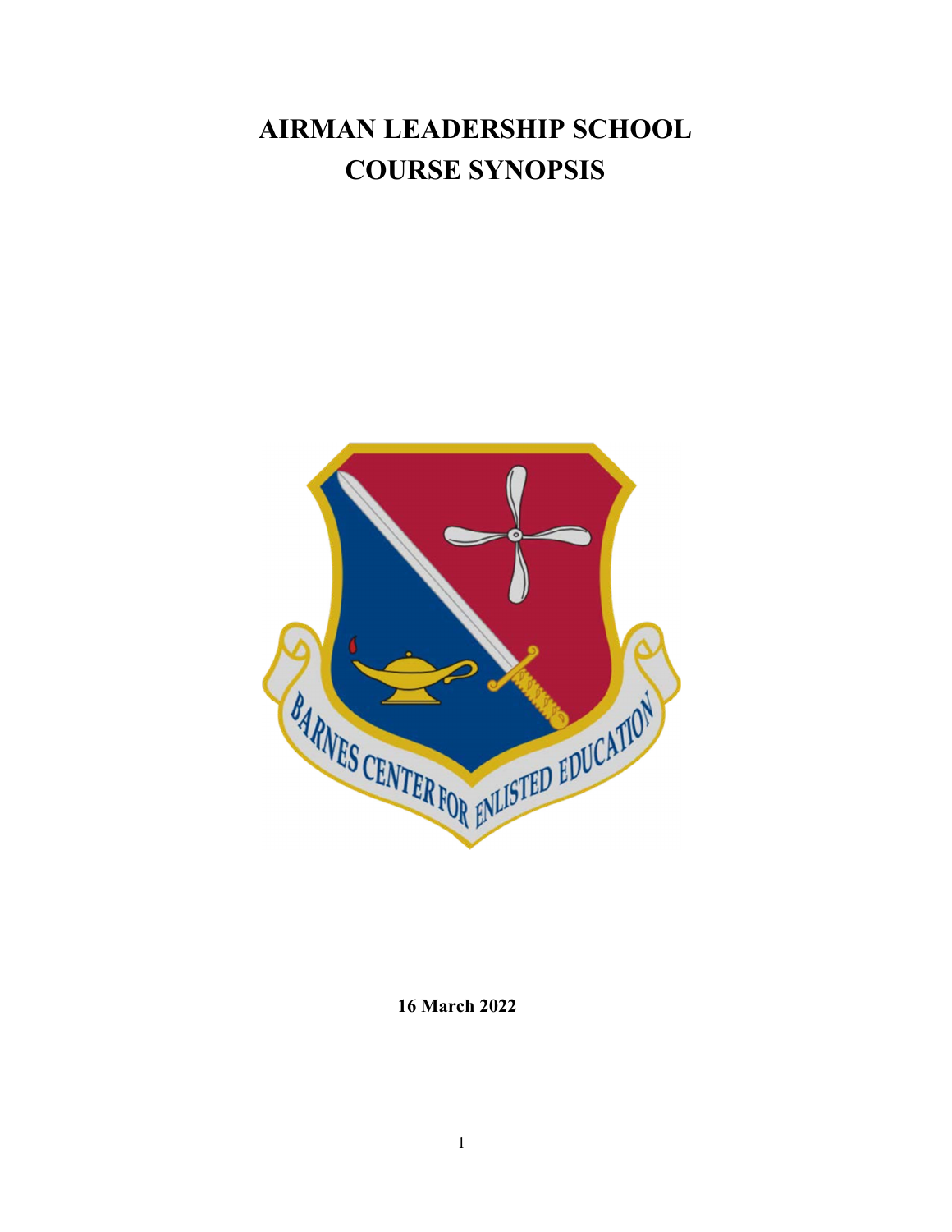# AIRMAN LEADERSHIP SCHOOL COURSE SYNOPSIS

**16 March 2022**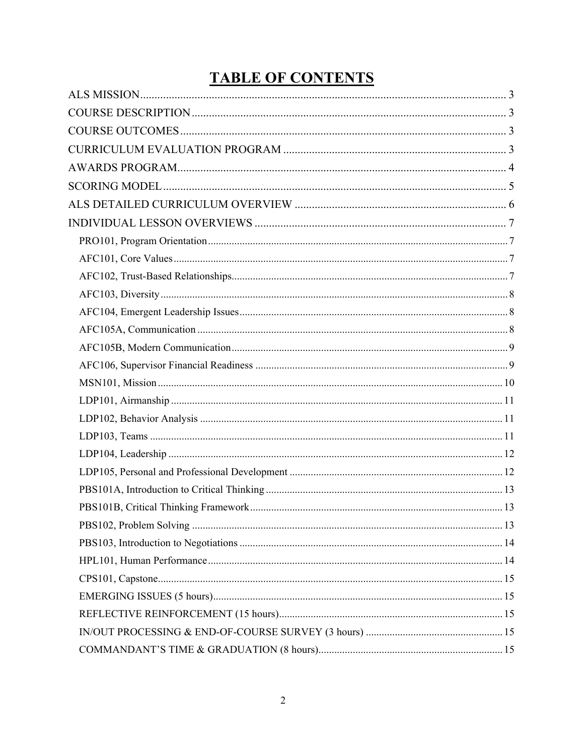# TABLE OF CONTENTS

ALS MISSION .......... 3

COURSE DESCRIPTION .......... 3

COURSE OUTCOMES .......... 3

CURRICULUM EVALUATION PROGRAM .......... 3

AWARDS PROGRAM .......... 4

SCORING MODEL .......... 5

ALS DETAILED CURRICULUM OVERVIEW .......... 6

INDIVIDUAL LESSON OVERVIEWS .......... 7

- PRO101, Program Orientation .......... 7
- AFC101, Core Values .......... 7
- AFC102, Trust-Based Relationships .......... 7
- AFC103, Diversity .......... 8
- AFC104, Emergent Leadership Issues .......... 8
- AFC105A, Communication .......... 8
- AFC105B, Modern Communication .......... 9
- AFC106, Supervisor Financial Readiness .......... 9
- MSN101, Mission .......... 10
- LDP101, Airmanship .......... 11
- LDP102, Behavior Analysis .......... 11
- LDP103, Teams .......... 11
- LDP104, Leadership .......... 12
- LDP105, Personal and Professional Development .......... 12
- PBS101A, Introduction to Critical Thinking .......... 13
- PBS101B, Critical Thinking Framework .......... 13
- PBS102, Problem Solving .......... 13
- PBS103, Introduction to Negotiations .......... 14
- HPL101, Human Performance .......... 14
- CPS101, Capstone .......... 15
- EMERGING ISSUES (5 hours) .......... 15
- REFLECTIVE REINFORCEMENT (15 hours) .......... 15
- IN/OUT PROCESSING & END-OF-COURSE SURVEY (3 hours) .......... 15
- COMMANDANT'S TIME & GRADUATION (8 hours) .......... 15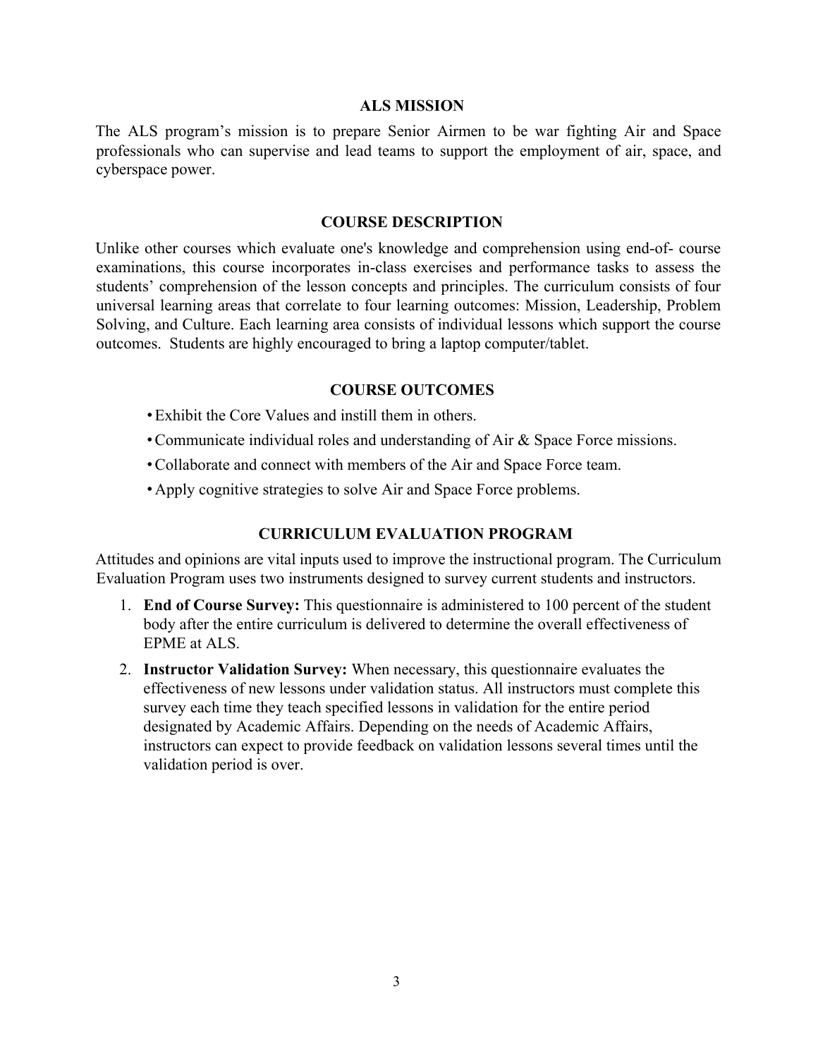## ALS MISSION

The ALS program's mission is to prepare Senior Airmen to be war fighting Air and Space professionals who can supervise and lead teams to support the employment of air, space, and cyberspace power.

## COURSE DESCRIPTION

Unlike other courses which evaluate one's knowledge and comprehension using end-of- course examinations, this course incorporates in-class exercises and performance tasks to assess the students' comprehension of the lesson concepts and principles. The curriculum consists of four universal learning areas that correlate to four learning outcomes: Mission, Leadership, Problem Solving, and Culture. Each learning area consists of individual lessons which support the course outcomes. Students are highly encouraged to bring a laptop computer/tablet.

## COURSE OUTCOMES

- Exhibit the Core Values and instill them in others.
- Communicate individual roles and understanding of Air & Space Force missions.
- Collaborate and connect with members of the Air and Space Force team.
- Apply cognitive strategies to solve Air and Space Force problems.

## CURRICULUM EVALUATION PROGRAM

Attitudes and opinions are vital inputs used to improve the instructional program. The Curriculum Evaluation Program uses two instruments designed to survey current students and instructors.

1. **End of Course Survey:** This questionnaire is administered to 100 percent of the student body after the entire curriculum is delivered to determine the overall effectiveness of EPME at ALS.
2. **Instructor Validation Survey:** When necessary, this questionnaire evaluates the effectiveness of new lessons under validation status. All instructors must complete this survey each time they teach specified lessons in validation for the entire period designated by Academic Affairs. Depending on the needs of Academic Affairs, instructors can expect to provide feedback on validation lessons several times until the validation period is over.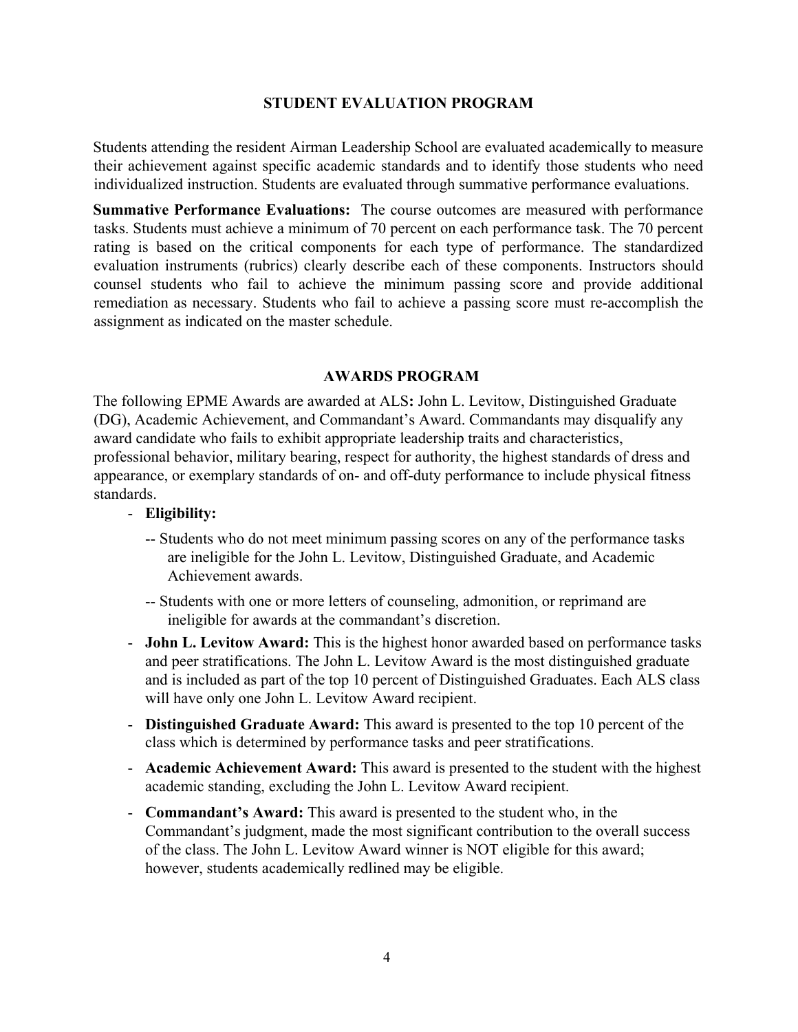## STUDENT EVALUATION PROGRAM

Students attending the resident Airman Leadership School are evaluated academically to measure their achievement against specific academic standards and to identify those students who need individualized instruction. Students are evaluated through summative performance evaluations.

**Summative Performance Evaluations:** The course outcomes are measured with performance tasks. Students must achieve a minimum of 70 percent on each performance task. The 70 percent rating is based on the critical components for each type of performance. The standardized evaluation instruments (rubrics) clearly describe each of these components. Instructors should counsel students who fail to achieve the minimum passing score and provide additional remediation as necessary. Students who fail to achieve a passing score must re-accomplish the assignment as indicated on the master schedule.

## AWARDS PROGRAM

The following EPME Awards are awarded at ALS**:** John L. Levitow, Distinguished Graduate (DG), Academic Achievement, and Commandant's Award. Commandants may disqualify any award candidate who fails to exhibit appropriate leadership traits and characteristics, professional behavior, military bearing, respect for authority, the highest standards of dress and appearance, or exemplary standards of on- and off-duty performance to include physical fitness standards.

- **Eligibility:**
  - Students who do not meet minimum passing scores on any of the performance tasks are ineligible for the John L. Levitow, Distinguished Graduate, and Academic Achievement awards.
  - Students with one or more letters of counseling, admonition, or reprimand are ineligible for awards at the commandant's discretion.
- **John L. Levitow Award:** This is the highest honor awarded based on performance tasks and peer stratifications. The John L. Levitow Award is the most distinguished graduate and is included as part of the top 10 percent of Distinguished Graduates. Each ALS class will have only one John L. Levitow Award recipient.
- **Distinguished Graduate Award:** This award is presented to the top 10 percent of the class which is determined by performance tasks and peer stratifications.
- **Academic Achievement Award:** This award is presented to the student with the highest academic standing, excluding the John L. Levitow Award recipient.
- **Commandant's Award:** This award is presented to the student who, in the Commandant's judgment, made the most significant contribution to the overall success of the class. The John L. Levitow Award winner is NOT eligible for this award; however, students academically redlined may be eligible.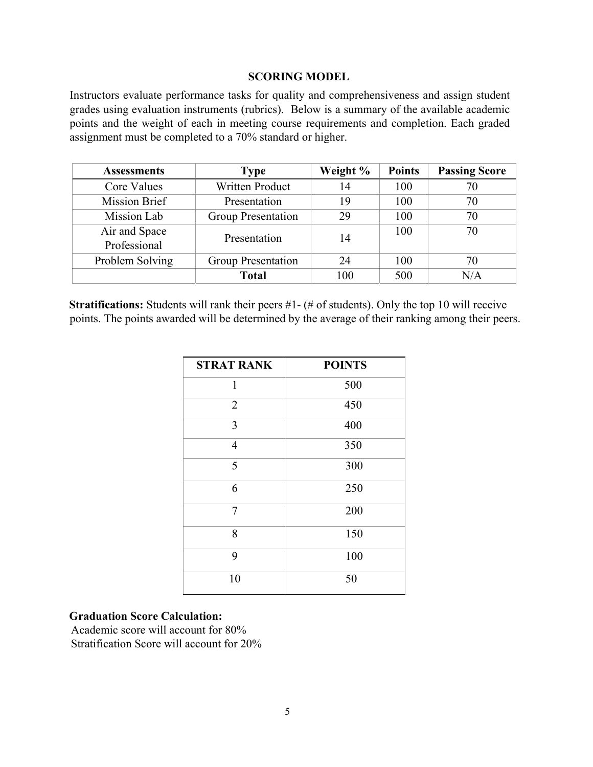## SCORING MODEL

Instructors evaluate performance tasks for quality and comprehensiveness and assign student grades using evaluation instruments (rubrics). Below is a summary of the available academic points and the weight of each in meeting course requirements and completion. Each graded assignment must be completed to a 70% standard or higher.

| Assessments | Type | Weight % | Points | Passing Score |
|---|---|---|---|---|
| Core Values | Written Product | 14 | 100 | 70 |
| Mission Brief | Presentation | 19 | 100 | 70 |
| Mission Lab | Group Presentation | 29 | 100 | 70 |
| Air and Space Professional | Presentation | 14 | 100 | 70 |
| Problem Solving | Group Presentation | 24 | 100 | 70 |
| | **Total** | 100 | 500 | N/A |

**Stratifications:** Students will rank their peers #1- (# of students). Only the top 10 will receive points. The points awarded will be determined by the average of their ranking among their peers.

| STRAT RANK | POINTS |
|---|---|
| 1 | 500 |
| 2 | 450 |
| 3 | 400 |
| 4 | 350 |
| 5 | 300 |
| 6 | 250 |
| 7 | 200 |
| 8 | 150 |
| 9 | 100 |
| 10 | 50 |

**Graduation Score Calculation:**
Academic score will account for 80%
Stratification Score will account for 20%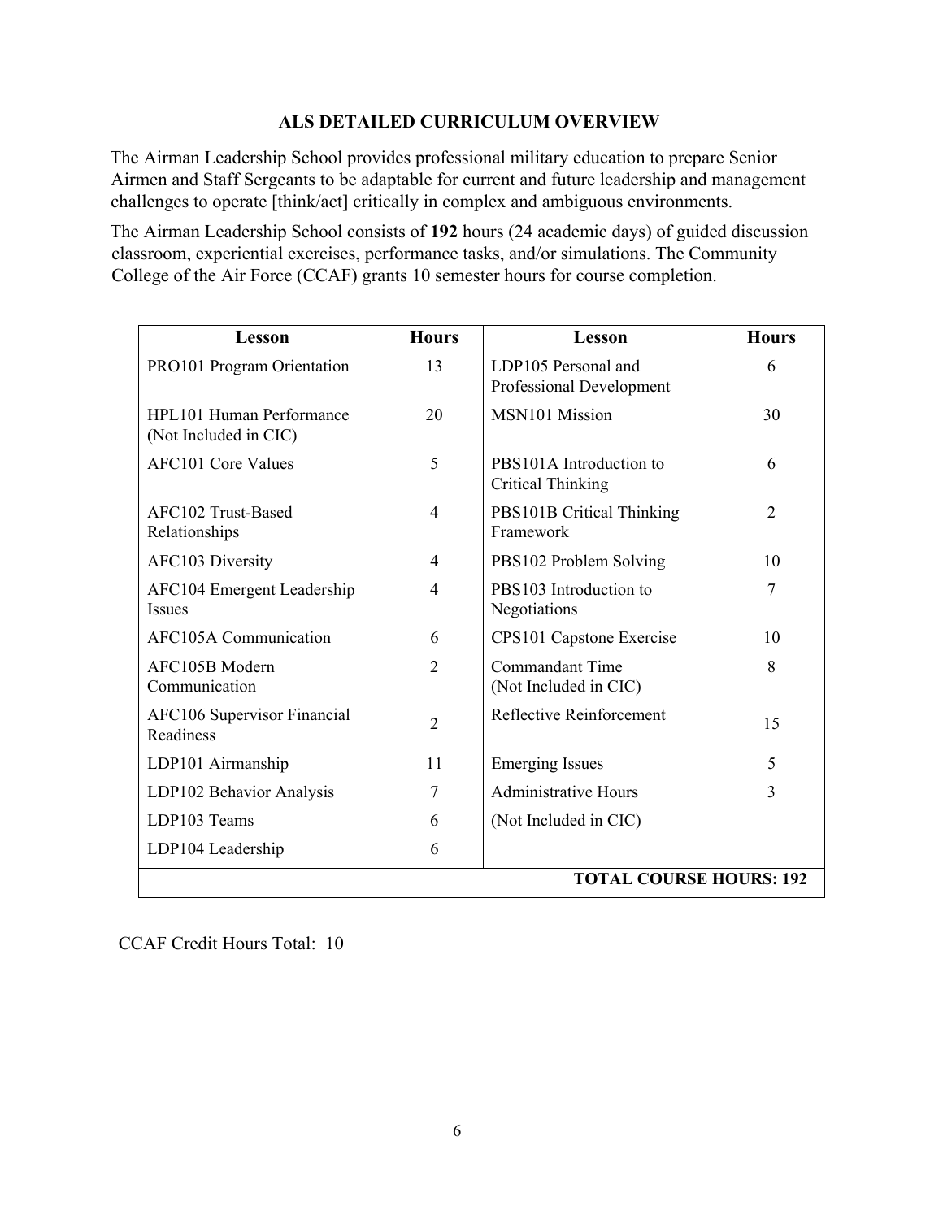## ALS DETAILED CURRICULUM OVERVIEW

The Airman Leadership School provides professional military education to prepare Senior Airmen and Staff Sergeants to be adaptable for current and future leadership and management challenges to operate [think/act] critically in complex and ambiguous environments.

The Airman Leadership School consists of **192** hours (24 academic days) of guided discussion classroom, experiential exercises, performance tasks, and/or simulations. The Community College of the Air Force (CCAF) grants 10 semester hours for course completion.

| Lesson | Hours | Lesson | Hours |
|---|---|---|---|
| PRO101 Program Orientation | 13 | LDP105 Personal and Professional Development | 6 |
| HPL101 Human Performance (Not Included in CIC) | 20 | MSN101 Mission | 30 |
| AFC101 Core Values | 5 | PBS101A Introduction to Critical Thinking | 6 |
| AFC102 Trust-Based Relationships | 4 | PBS101B Critical Thinking Framework | 2 |
| AFC103 Diversity | 4 | PBS102 Problem Solving | 10 |
| AFC104 Emergent Leadership Issues | 4 | PBS103 Introduction to Negotiations | 7 |
| AFC105A Communication | 6 | CPS101 Capstone Exercise | 10 |
| AFC105B Modern Communication | 2 | Commandant Time (Not Included in CIC) | 8 |
| AFC106 Supervisor Financial Readiness | 2 | Reflective Reinforcement | 15 |
| LDP101 Airmanship | 11 | Emerging Issues | 5 |
| LDP102 Behavior Analysis | 7 | Administrative Hours | 3 |
| LDP103 Teams | 6 | (Not Included in CIC) | |
| LDP104 Leadership | 6 | | |
| | | **TOTAL COURSE HOURS: 192** | |

CCAF Credit Hours Total: 10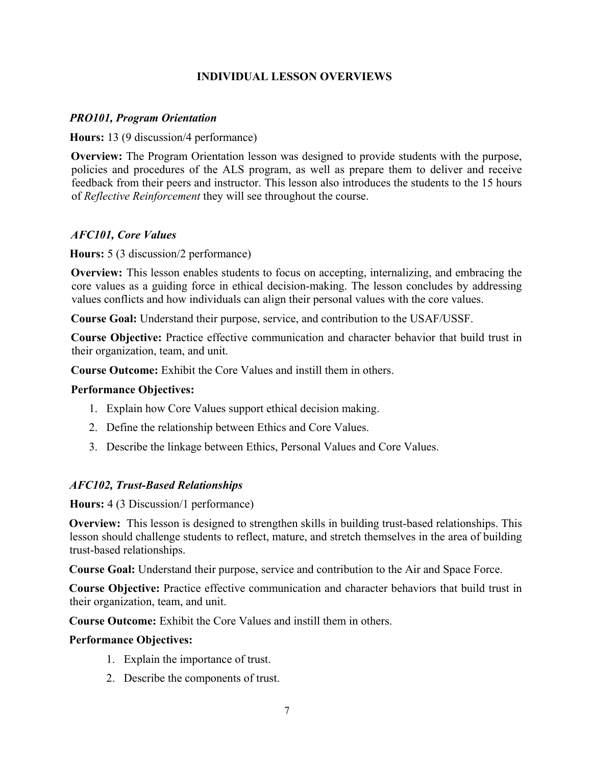## INDIVIDUAL LESSON OVERVIEWS

### *PRO101, Program Orientation*

**Hours:** 13 (9 discussion/4 performance)

**Overview:** The Program Orientation lesson was designed to provide students with the purpose, policies and procedures of the ALS program, as well as prepare them to deliver and receive feedback from their peers and instructor. This lesson also introduces the students to the 15 hours of *Reflective Reinforcement* they will see throughout the course.

### *AFC101, Core Values*

**Hours:** 5 (3 discussion/2 performance)

**Overview:** This lesson enables students to focus on accepting, internalizing, and embracing the core values as a guiding force in ethical decision-making. The lesson concludes by addressing values conflicts and how individuals can align their personal values with the core values.

**Course Goal:** Understand their purpose, service, and contribution to the USAF/USSF.

**Course Objective:** Practice effective communication and character behavior that build trust in their organization, team, and unit.

**Course Outcome:** Exhibit the Core Values and instill them in others.

**Performance Objectives:**

1. Explain how Core Values support ethical decision making.
2. Define the relationship between Ethics and Core Values.
3. Describe the linkage between Ethics, Personal Values and Core Values.

### *AFC102, Trust-Based Relationships*

**Hours:** 4 (3 Discussion/1 performance)

**Overview:** This lesson is designed to strengthen skills in building trust-based relationships. This lesson should challenge students to reflect, mature, and stretch themselves in the area of building trust-based relationships.

**Course Goal:** Understand their purpose, service and contribution to the Air and Space Force.

**Course Objective:** Practice effective communication and character behaviors that build trust in their organization, team, and unit.

**Course Outcome:** Exhibit the Core Values and instill them in others.

**Performance Objectives:**

1. Explain the importance of trust.
2. Describe the components of trust.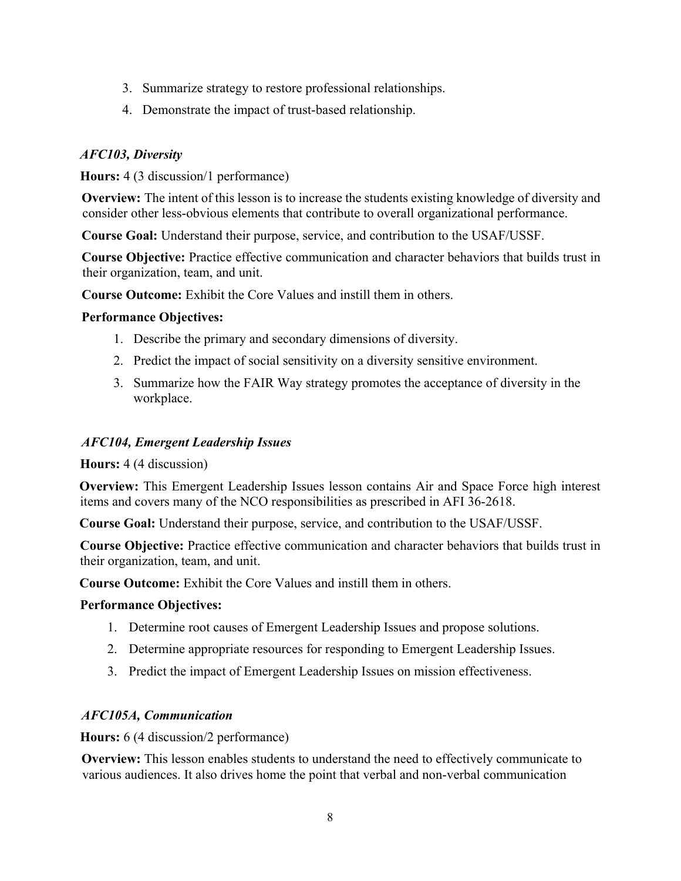3. Summarize strategy to restore professional relationships.
4. Demonstrate the impact of trust-based relationship.

### *AFC103, Diversity*

**Hours:** 4 (3 discussion/1 performance)

**Overview:** The intent of this lesson is to increase the students existing knowledge of diversity and consider other less-obvious elements that contribute to overall organizational performance.

**Course Goal:** Understand their purpose, service, and contribution to the USAF/USSF.

**Course Objective:** Practice effective communication and character behaviors that builds trust in their organization, team, and unit.

**Course Outcome:** Exhibit the Core Values and instill them in others.

**Performance Objectives:**

1. Describe the primary and secondary dimensions of diversity.
2. Predict the impact of social sensitivity on a diversity sensitive environment.
3. Summarize how the FAIR Way strategy promotes the acceptance of diversity in the workplace.

### *AFC104, Emergent Leadership Issues*

**Hours:** 4 (4 discussion)

**Overview:** This Emergent Leadership Issues lesson contains Air and Space Force high interest items and covers many of the NCO responsibilities as prescribed in AFI 36-2618.

**Course Goal:** Understand their purpose, service, and contribution to the USAF/USSF.

**Course Objective:** Practice effective communication and character behaviors that builds trust in their organization, team, and unit.

**Course Outcome:** Exhibit the Core Values and instill them in others.

**Performance Objectives:**

1. Determine root causes of Emergent Leadership Issues and propose solutions.
2. Determine appropriate resources for responding to Emergent Leadership Issues.
3. Predict the impact of Emergent Leadership Issues on mission effectiveness.

### *AFC105A, Communication*

**Hours:** 6 (4 discussion/2 performance)

**Overview:** This lesson enables students to understand the need to effectively communicate to various audiences. It also drives home the point that verbal and non-verbal communication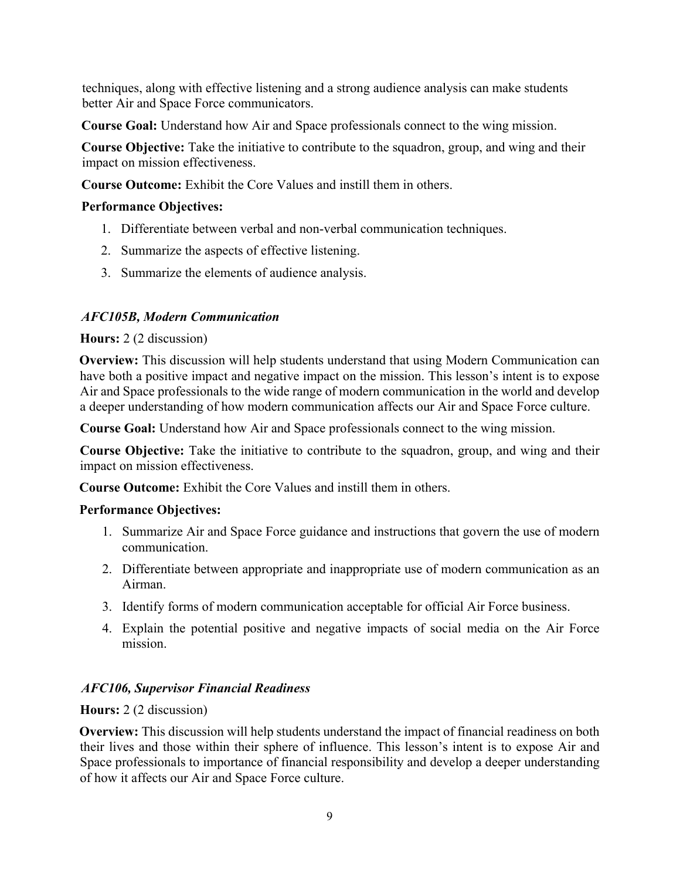techniques, along with effective listening and a strong audience analysis can make students better Air and Space Force communicators.

**Course Goal:** Understand how Air and Space professionals connect to the wing mission.

**Course Objective:** Take the initiative to contribute to the squadron, group, and wing and their impact on mission effectiveness.

**Course Outcome:** Exhibit the Core Values and instill them in others.

**Performance Objectives:**

1. Differentiate between verbal and non-verbal communication techniques.
2. Summarize the aspects of effective listening.
3. Summarize the elements of audience analysis.

### *AFC105B, Modern Communication*

**Hours:** 2 (2 discussion)

**Overview:** This discussion will help students understand that using Modern Communication can have both a positive impact and negative impact on the mission. This lesson's intent is to expose Air and Space professionals to the wide range of modern communication in the world and develop a deeper understanding of how modern communication affects our Air and Space Force culture.

**Course Goal:** Understand how Air and Space professionals connect to the wing mission.

**Course Objective:** Take the initiative to contribute to the squadron, group, and wing and their impact on mission effectiveness.

**Course Outcome:** Exhibit the Core Values and instill them in others.

**Performance Objectives:**

1. Summarize Air and Space Force guidance and instructions that govern the use of modern communication.
2. Differentiate between appropriate and inappropriate use of modern communication as an Airman.
3. Identify forms of modern communication acceptable for official Air Force business.
4. Explain the potential positive and negative impacts of social media on the Air Force mission.

### *AFC106, Supervisor Financial Readiness*

**Hours:** 2 (2 discussion)

**Overview:** This discussion will help students understand the impact of financial readiness on both their lives and those within their sphere of influence. This lesson's intent is to expose Air and Space professionals to importance of financial responsibility and develop a deeper understanding of how it affects our Air and Space Force culture.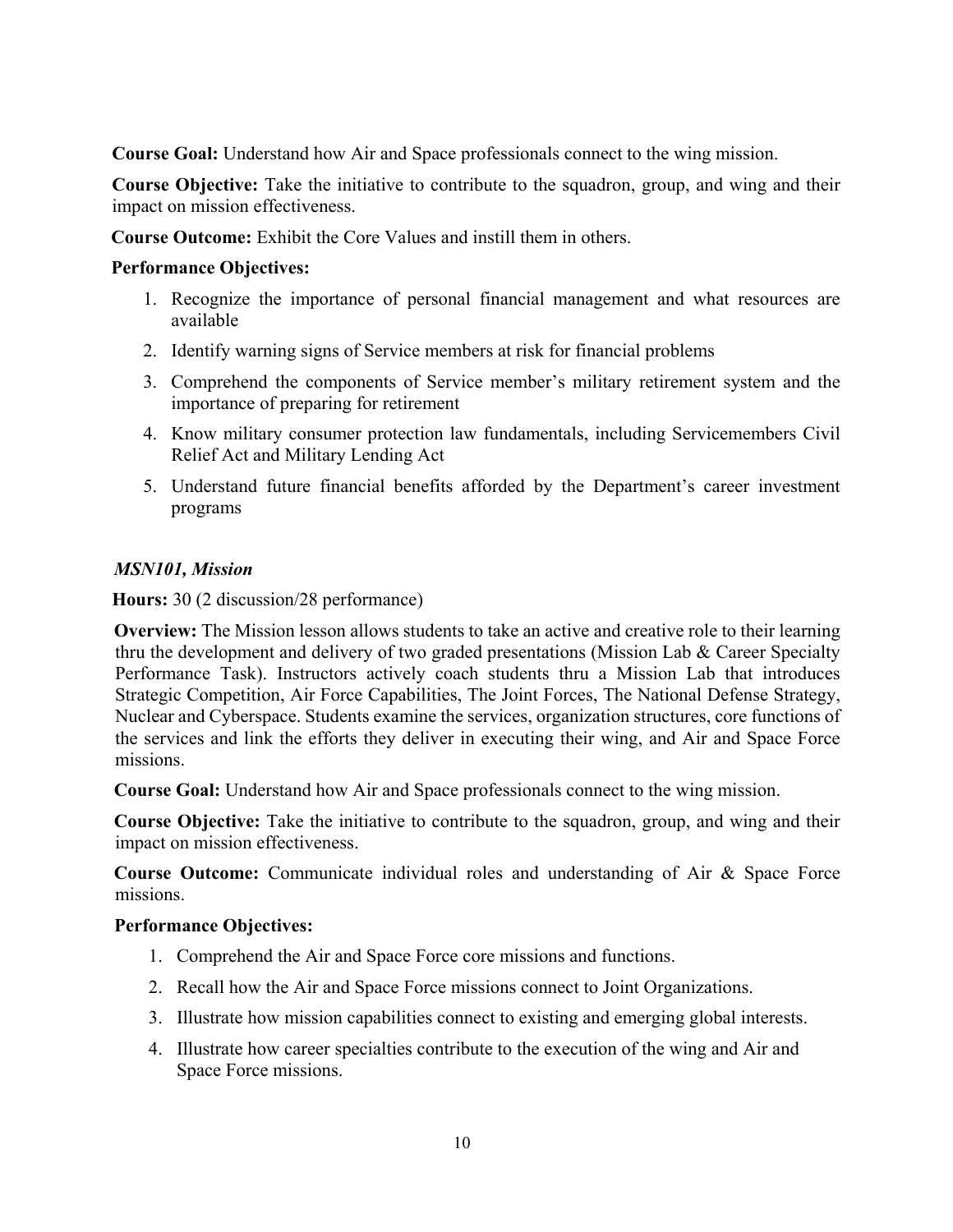**Course Goal:** Understand how Air and Space professionals connect to the wing mission.

**Course Objective:** Take the initiative to contribute to the squadron, group, and wing and their impact on mission effectiveness.

**Course Outcome:** Exhibit the Core Values and instill them in others.

**Performance Objectives:**

1. Recognize the importance of personal financial management and what resources are available
2. Identify warning signs of Service members at risk for financial problems
3. Comprehend the components of Service member's military retirement system and the importance of preparing for retirement
4. Know military consumer protection law fundamentals, including Servicemembers Civil Relief Act and Military Lending Act
5. Understand future financial benefits afforded by the Department's career investment programs

***MSN101, Mission***

**Hours:** 30 (2 discussion/28 performance)

**Overview:** The Mission lesson allows students to take an active and creative role to their learning thru the development and delivery of two graded presentations (Mission Lab & Career Specialty Performance Task). Instructors actively coach students thru a Mission Lab that introduces Strategic Competition, Air Force Capabilities, The Joint Forces, The National Defense Strategy, Nuclear and Cyberspace. Students examine the services, organization structures, core functions of the services and link the efforts they deliver in executing their wing, and Air and Space Force missions.

**Course Goal:** Understand how Air and Space professionals connect to the wing mission.

**Course Objective:** Take the initiative to contribute to the squadron, group, and wing and their impact on mission effectiveness.

**Course Outcome:** Communicate individual roles and understanding of Air & Space Force missions.

**Performance Objectives:**

1. Comprehend the Air and Space Force core missions and functions.
2. Recall how the Air and Space Force missions connect to Joint Organizations.
3. Illustrate how mission capabilities connect to existing and emerging global interests.
4. Illustrate how career specialties contribute to the execution of the wing and Air and Space Force missions.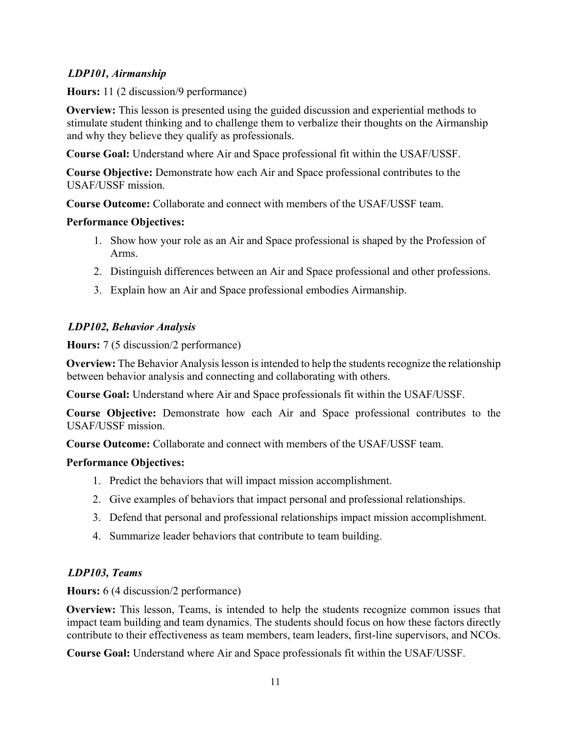### *LDP101, Airmanship*

**Hours:** 11 (2 discussion/9 performance)

**Overview:** This lesson is presented using the guided discussion and experiential methods to stimulate student thinking and to challenge them to verbalize their thoughts on the Airmanship and why they believe they qualify as professionals.

**Course Goal:** Understand where Air and Space professional fit within the USAF/USSF.

**Course Objective:** Demonstrate how each Air and Space professional contributes to the USAF/USSF mission.

**Course Outcome:** Collaborate and connect with members of the USAF/USSF team.

**Performance Objectives:**

1. Show how your role as an Air and Space professional is shaped by the Profession of Arms.
2. Distinguish differences between an Air and Space professional and other professions.
3. Explain how an Air and Space professional embodies Airmanship.

### *LDP102, Behavior Analysis*

**Hours:** 7 (5 discussion/2 performance)

**Overview:** The Behavior Analysis lesson is intended to help the students recognize the relationship between behavior analysis and connecting and collaborating with others.

**Course Goal:** Understand where Air and Space professionals fit within the USAF/USSF.

**Course Objective:** Demonstrate how each Air and Space professional contributes to the USAF/USSF mission.

**Course Outcome:** Collaborate and connect with members of the USAF/USSF team.

**Performance Objectives:**

1. Predict the behaviors that will impact mission accomplishment.
2. Give examples of behaviors that impact personal and professional relationships.
3. Defend that personal and professional relationships impact mission accomplishment.
4. Summarize leader behaviors that contribute to team building.

### *LDP103, Teams*

**Hours:** 6 (4 discussion/2 performance)

**Overview:** This lesson, Teams, is intended to help the students recognize common issues that impact team building and team dynamics. The students should focus on how these factors directly contribute to their effectiveness as team members, team leaders, first-line supervisors, and NCOs.

**Course Goal:** Understand where Air and Space professionals fit within the USAF/USSF.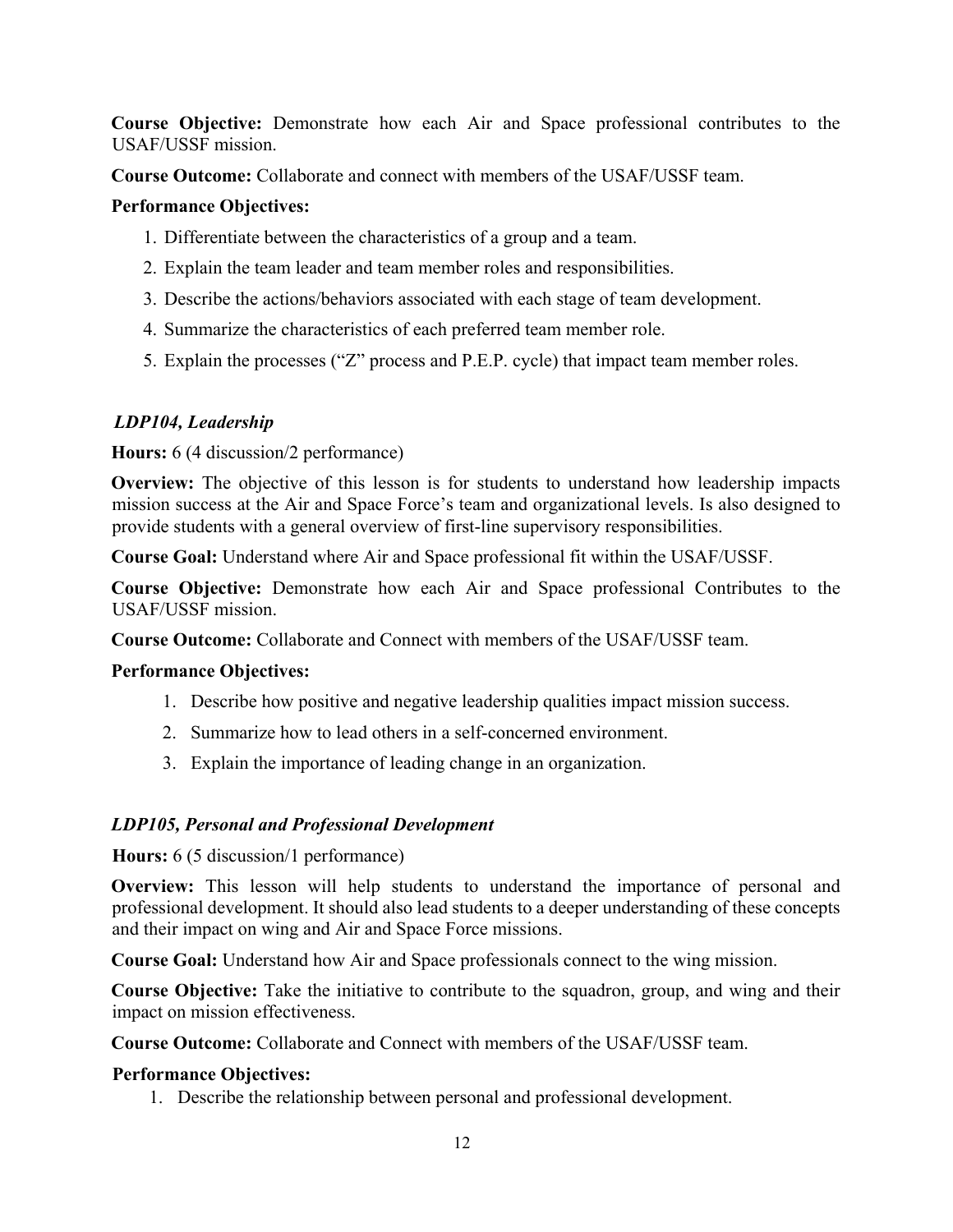**Course Objective:** Demonstrate how each Air and Space professional contributes to the USAF/USSF mission.

**Course Outcome:** Collaborate and connect with members of the USAF/USSF team.

**Performance Objectives:**

1. Differentiate between the characteristics of a group and a team.
2. Explain the team leader and team member roles and responsibilities.
3. Describe the actions/behaviors associated with each stage of team development.
4. Summarize the characteristics of each preferred team member role.
5. Explain the processes ("Z" process and P.E.P. cycle) that impact team member roles.

### *LDP104, Leadership*

**Hours:** 6 (4 discussion/2 performance)

**Overview:** The objective of this lesson is for students to understand how leadership impacts mission success at the Air and Space Force's team and organizational levels. Is also designed to provide students with a general overview of first-line supervisory responsibilities.

**Course Goal:** Understand where Air and Space professional fit within the USAF/USSF.

**Course Objective:** Demonstrate how each Air and Space professional Contributes to the USAF/USSF mission.

**Course Outcome:** Collaborate and Connect with members of the USAF/USSF team.

**Performance Objectives:**

1. Describe how positive and negative leadership qualities impact mission success.
2. Summarize how to lead others in a self-concerned environment.
3. Explain the importance of leading change in an organization.

### *LDP105, Personal and Professional Development*

**Hours:** 6 (5 discussion/1 performance)

**Overview:** This lesson will help students to understand the importance of personal and professional development. It should also lead students to a deeper understanding of these concepts and their impact on wing and Air and Space Force missions.

**Course Goal:** Understand how Air and Space professionals connect to the wing mission.

**Course Objective:** Take the initiative to contribute to the squadron, group, and wing and their impact on mission effectiveness.

**Course Outcome:** Collaborate and Connect with members of the USAF/USSF team.

**Performance Objectives:**

1. Describe the relationship between personal and professional development.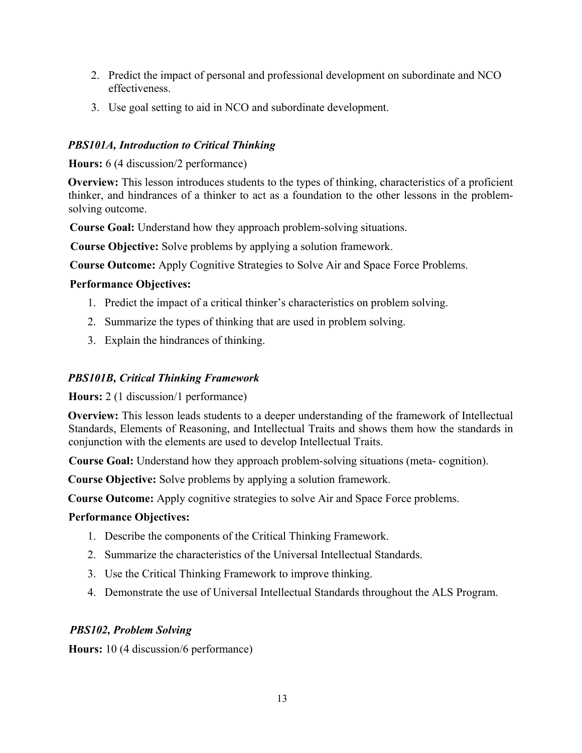2. Predict the impact of personal and professional development on subordinate and NCO effectiveness.
3. Use goal setting to aid in NCO and subordinate development.

### *PBS101A, Introduction to Critical Thinking*

**Hours:** 6 (4 discussion/2 performance)

**Overview:** This lesson introduces students to the types of thinking, characteristics of a proficient thinker, and hindrances of a thinker to act as a foundation to the other lessons in the problem-solving outcome.

**Course Goal:** Understand how they approach problem-solving situations.

**Course Objective:** Solve problems by applying a solution framework.

**Course Outcome:** Apply Cognitive Strategies to Solve Air and Space Force Problems.

**Performance Objectives:**

1. Predict the impact of a critical thinker's characteristics on problem solving.
2. Summarize the types of thinking that are used in problem solving.
3. Explain the hindrances of thinking.

### *PBS101B, Critical Thinking Framework*

**Hours:** 2 (1 discussion/1 performance)

**Overview:** This lesson leads students to a deeper understanding of the framework of Intellectual Standards, Elements of Reasoning, and Intellectual Traits and shows them how the standards in conjunction with the elements are used to develop Intellectual Traits.

**Course Goal:** Understand how they approach problem-solving situations (meta- cognition).

**Course Objective:** Solve problems by applying a solution framework.

**Course Outcome:** Apply cognitive strategies to solve Air and Space Force problems.

**Performance Objectives:**

1. Describe the components of the Critical Thinking Framework.
2. Summarize the characteristics of the Universal Intellectual Standards.
3. Use the Critical Thinking Framework to improve thinking.
4. Demonstrate the use of Universal Intellectual Standards throughout the ALS Program.

### *PBS102, Problem Solving*

**Hours:** 10 (4 discussion/6 performance)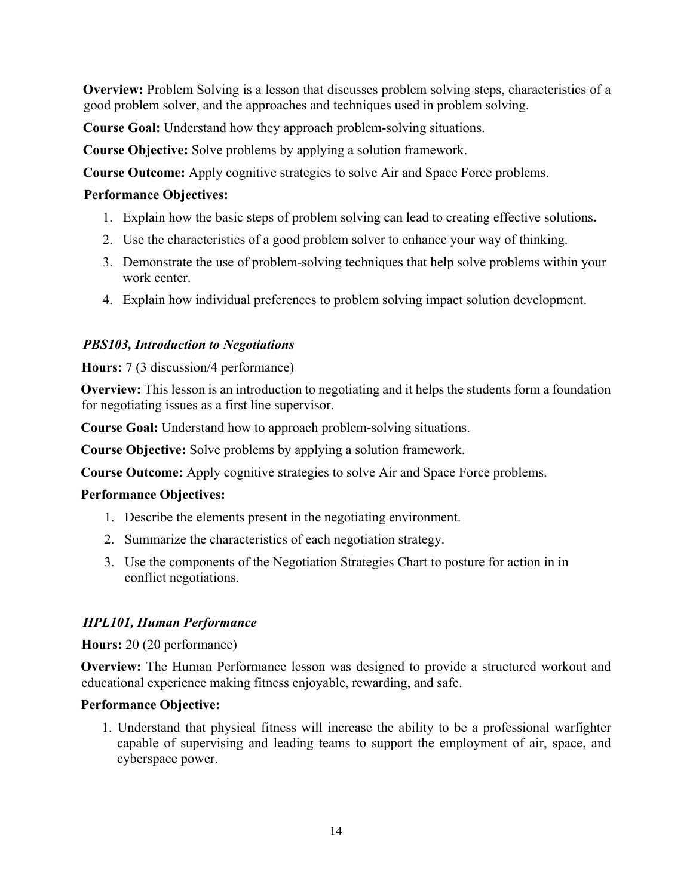**Overview:** Problem Solving is a lesson that discusses problem solving steps, characteristics of a good problem solver, and the approaches and techniques used in problem solving.

**Course Goal:** Understand how they approach problem-solving situations.

**Course Objective:** Solve problems by applying a solution framework.

**Course Outcome:** Apply cognitive strategies to solve Air and Space Force problems.

**Performance Objectives:**

1. Explain how the basic steps of problem solving can lead to creating effective solutions**.**
2. Use the characteristics of a good problem solver to enhance your way of thinking.
3. Demonstrate the use of problem-solving techniques that help solve problems within your work center.
4. Explain how individual preferences to problem solving impact solution development.

***PBS103, Introduction to Negotiations***

**Hours:** 7 (3 discussion/4 performance)

**Overview:** This lesson is an introduction to negotiating and it helps the students form a foundation for negotiating issues as a first line supervisor.

**Course Goal:** Understand how to approach problem-solving situations.

**Course Objective:** Solve problems by applying a solution framework.

**Course Outcome:** Apply cognitive strategies to solve Air and Space Force problems.

**Performance Objectives:**

1. Describe the elements present in the negotiating environment.
2. Summarize the characteristics of each negotiation strategy.
3. Use the components of the Negotiation Strategies Chart to posture for action in in conflict negotiations.

***HPL101, Human Performance***

**Hours:** 20 (20 performance)

**Overview:** The Human Performance lesson was designed to provide a structured workout and educational experience making fitness enjoyable, rewarding, and safe.

**Performance Objective:**

1. Understand that physical fitness will increase the ability to be a professional warfighter capable of supervising and leading teams to support the employment of air, space, and cyberspace power.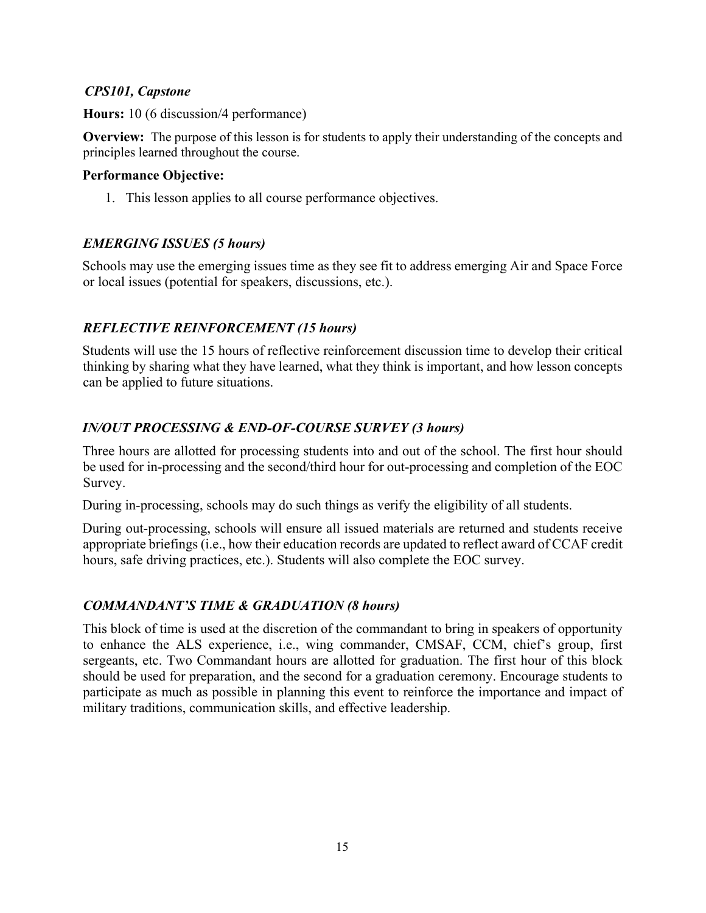### *CPS101, Capstone*

**Hours:** 10 (6 discussion/4 performance)

**Overview:** The purpose of this lesson is for students to apply their understanding of the concepts and principles learned throughout the course.

**Performance Objective:**

1. This lesson applies to all course performance objectives.

### *EMERGING ISSUES (5 hours)*

Schools may use the emerging issues time as they see fit to address emerging Air and Space Force or local issues (potential for speakers, discussions, etc.).

### *REFLECTIVE REINFORCEMENT (15 hours)*

Students will use the 15 hours of reflective reinforcement discussion time to develop their critical thinking by sharing what they have learned, what they think is important, and how lesson concepts can be applied to future situations.

### *IN/OUT PROCESSING & END-OF-COURSE SURVEY (3 hours)*

Three hours are allotted for processing students into and out of the school. The first hour should be used for in-processing and the second/third hour for out-processing and completion of the EOC Survey.

During in-processing, schools may do such things as verify the eligibility of all students.

During out-processing, schools will ensure all issued materials are returned and students receive appropriate briefings (i.e., how their education records are updated to reflect award of CCAF credit hours, safe driving practices, etc.). Students will also complete the EOC survey.

### *COMMANDANT'S TIME & GRADUATION (8 hours)*

This block of time is used at the discretion of the commandant to bring in speakers of opportunity to enhance the ALS experience, i.e., wing commander, CMSAF, CCM, chief's group, first sergeants, etc. Two Commandant hours are allotted for graduation. The first hour of this block should be used for preparation, and the second for a graduation ceremony. Encourage students to participate as much as possible in planning this event to reinforce the importance and impact of military traditions, communication skills, and effective leadership.